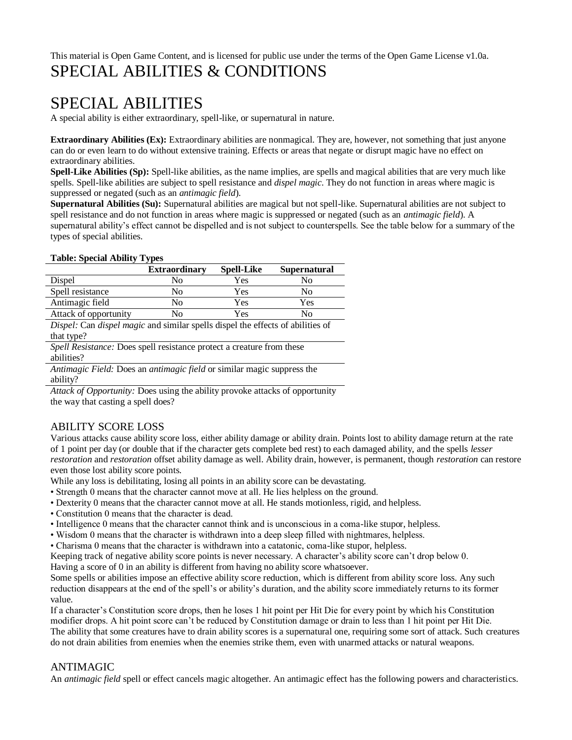This material is Open Game Content, and is licensed for public use under the terms of the Open Game License v1.0a.

# SPECIAL ABILITIES & CONDITIONS

# SPECIAL ABILITIES

A special ability is either extraordinary, spell-like, or supernatural in nature.

**Extraordinary Abilities (Ex):** Extraordinary abilities are nonmagical. They are, however, not something that just anyone can do or even learn to do without extensive training. Effects or areas that negate or disrupt magic have no effect on extraordinary abilities.

**Spell-Like Abilities (Sp):** Spell-like abilities, as the name implies, are spells and magical abilities that are very much like spells. Spell-like abilities are subject to spell resistance and *dispel magic*. They do not function in areas where magic is suppressed or negated (such as an *antimagic field*).

**Supernatural Abilities (Su):** Supernatural abilities are magical but not spell-like. Supernatural abilities are not subject to spell resistance and do not function in areas where magic is suppressed or negated (such as an *antimagic field*). A supernatural ability's effect cannot be dispelled and is not subject to counterspells. See the table below for a summary of the types of special abilities.

**Table: Special Ability Types**

| | Extraordinary | Spell-Like | Supernatural |
|---|---|---|---|
| Dispel | No | Yes | No |
| Spell resistance | No | Yes | No |
| Antimagic field | No | Yes | Yes |
| Attack of opportunity | No | Yes | No |

*Dispel:* Can *dispel magic* and similar spells dispel the effects of abilities of that type?

*Spell Resistance:* Does spell resistance protect a creature from these abilities?

*Antimagic Field:* Does an *antimagic field* or similar magic suppress the ability?

*Attack of Opportunity:* Does using the ability provoke attacks of opportunity the way that casting a spell does?

## ABILITY SCORE LOSS

Various attacks cause ability score loss, either ability damage or ability drain. Points lost to ability damage return at the rate of 1 point per day (or double that if the character gets complete bed rest) to each damaged ability, and the spells *lesser restoration* and *restoration* offset ability damage as well. Ability drain, however, is permanent, though *restoration* can restore even those lost ability score points.

While any loss is debilitating, losing all points in an ability score can be devastating.

- Strength 0 means that the character cannot move at all. He lies helpless on the ground.
- Dexterity 0 means that the character cannot move at all. He stands motionless, rigid, and helpless.
- Constitution 0 means that the character is dead.
- Intelligence 0 means that the character cannot think and is unconscious in a coma-like stupor, helpless.
- Wisdom 0 means that the character is withdrawn into a deep sleep filled with nightmares, helpless.
- Charisma 0 means that the character is withdrawn into a catatonic, coma-like stupor, helpless.

Keeping track of negative ability score points is never necessary. A character's ability score can't drop below 0.

Having a score of 0 in an ability is different from having no ability score whatsoever.

Some spells or abilities impose an effective ability score reduction, which is different from ability score loss. Any such reduction disappears at the end of the spell's or ability's duration, and the ability score immediately returns to its former value.

If a character's Constitution score drops, then he loses 1 hit point per Hit Die for every point by which his Constitution modifier drops. A hit point score can't be reduced by Constitution damage or drain to less than 1 hit point per Hit Die.

The ability that some creatures have to drain ability scores is a supernatural one, requiring some sort of attack. Such creatures do not drain abilities from enemies when the enemies strike them, even with unarmed attacks or natural weapons.

## ANTIMAGIC

An *antimagic field* spell or effect cancels magic altogether. An antimagic effect has the following powers and characteristics.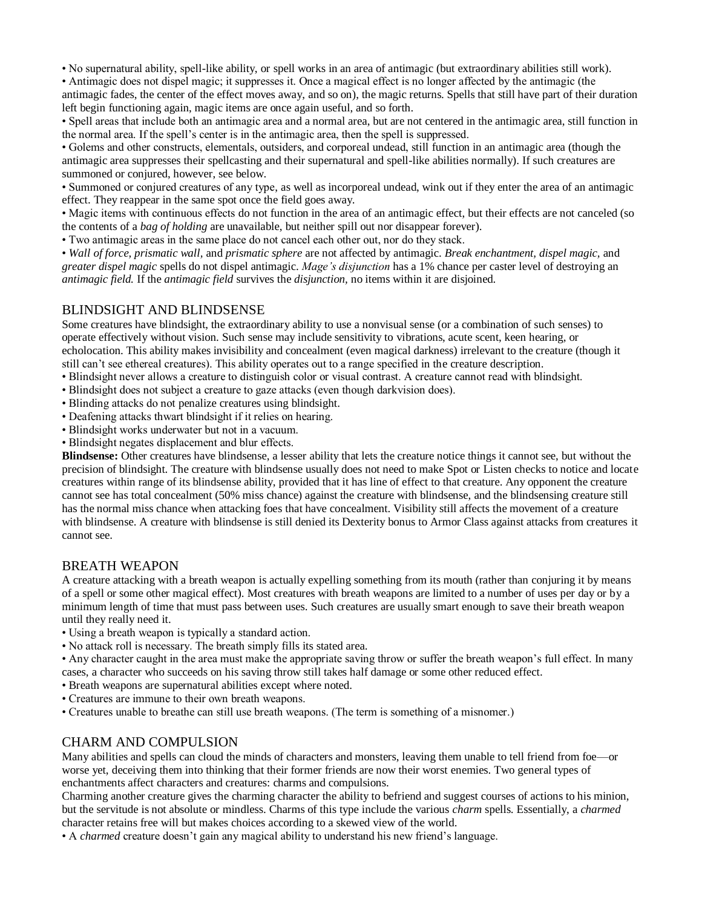- No supernatural ability, spell-like ability, or spell works in an area of antimagic (but extraordinary abilities still work).
- Antimagic does not dispel magic; it suppresses it. Once a magical effect is no longer affected by the antimagic (the antimagic fades, the center of the effect moves away, and so on), the magic returns. Spells that still have part of their duration left begin functioning again, magic items are once again useful, and so forth.
- Spell areas that include both an antimagic area and a normal area, but are not centered in the antimagic area, still function in the normal area. If the spell's center is in the antimagic area, then the spell is suppressed.
- Golems and other constructs, elementals, outsiders, and corporeal undead, still function in an antimagic area (though the antimagic area suppresses their spellcasting and their supernatural and spell-like abilities normally). If such creatures are summoned or conjured, however, see below.
- Summoned or conjured creatures of any type, as well as incorporeal undead, wink out if they enter the area of an antimagic effect. They reappear in the same spot once the field goes away.
- Magic items with continuous effects do not function in the area of an antimagic effect, but their effects are not canceled (so the contents of a *bag of holding* are unavailable, but neither spill out nor disappear forever).
- Two antimagic areas in the same place do not cancel each other out, nor do they stack.
- *Wall of force, prismatic wall,* and *prismatic sphere* are not affected by antimagic. *Break enchantment, dispel magic,* and *greater dispel magic* spells do not dispel antimagic. *Mage's disjunction* has a 1% chance per caster level of destroying an *antimagic field.* If the *antimagic field* survives the *disjunction,* no items within it are disjoined.

## BLINDSIGHT AND BLINDSENSE

Some creatures have blindsight, the extraordinary ability to use a nonvisual sense (or a combination of such senses) to operate effectively without vision. Such sense may include sensitivity to vibrations, acute scent, keen hearing, or echolocation. This ability makes invisibility and concealment (even magical darkness) irrelevant to the creature (though it still can't see ethereal creatures). This ability operates out to a range specified in the creature description.

- Blindsight never allows a creature to distinguish color or visual contrast. A creature cannot read with blindsight.
- Blindsight does not subject a creature to gaze attacks (even though darkvision does).
- Blinding attacks do not penalize creatures using blindsight.
- Deafening attacks thwart blindsight if it relies on hearing.
- Blindsight works underwater but not in a vacuum.
- Blindsight negates displacement and blur effects.

**Blindsense:** Other creatures have blindsense, a lesser ability that lets the creature notice things it cannot see, but without the precision of blindsight. The creature with blindsense usually does not need to make Spot or Listen checks to notice and locate creatures within range of its blindsense ability, provided that it has line of effect to that creature. Any opponent the creature cannot see has total concealment (50% miss chance) against the creature with blindsense, and the blindsensing creature still has the normal miss chance when attacking foes that have concealment. Visibility still affects the movement of a creature with blindsense. A creature with blindsense is still denied its Dexterity bonus to Armor Class against attacks from creatures it cannot see.

## BREATH WEAPON

A creature attacking with a breath weapon is actually expelling something from its mouth (rather than conjuring it by means of a spell or some other magical effect). Most creatures with breath weapons are limited to a number of uses per day or by a minimum length of time that must pass between uses. Such creatures are usually smart enough to save their breath weapon until they really need it.

- Using a breath weapon is typically a standard action.
- No attack roll is necessary. The breath simply fills its stated area.
- Any character caught in the area must make the appropriate saving throw or suffer the breath weapon's full effect. In many cases, a character who succeeds on his saving throw still takes half damage or some other reduced effect.
- Breath weapons are supernatural abilities except where noted.
- Creatures are immune to their own breath weapons.
- Creatures unable to breathe can still use breath weapons. (The term is something of a misnomer.)

## CHARM AND COMPULSION

Many abilities and spells can cloud the minds of characters and monsters, leaving them unable to tell friend from foe—or worse yet, deceiving them into thinking that their former friends are now their worst enemies. Two general types of enchantments affect characters and creatures: charms and compulsions.

Charming another creature gives the charming character the ability to befriend and suggest courses of actions to his minion, but the servitude is not absolute or mindless. Charms of this type include the various *charm* spells. Essentially, a *charmed* character retains free will but makes choices according to a skewed view of the world.

- A *charmed* creature doesn't gain any magical ability to understand his new friend's language.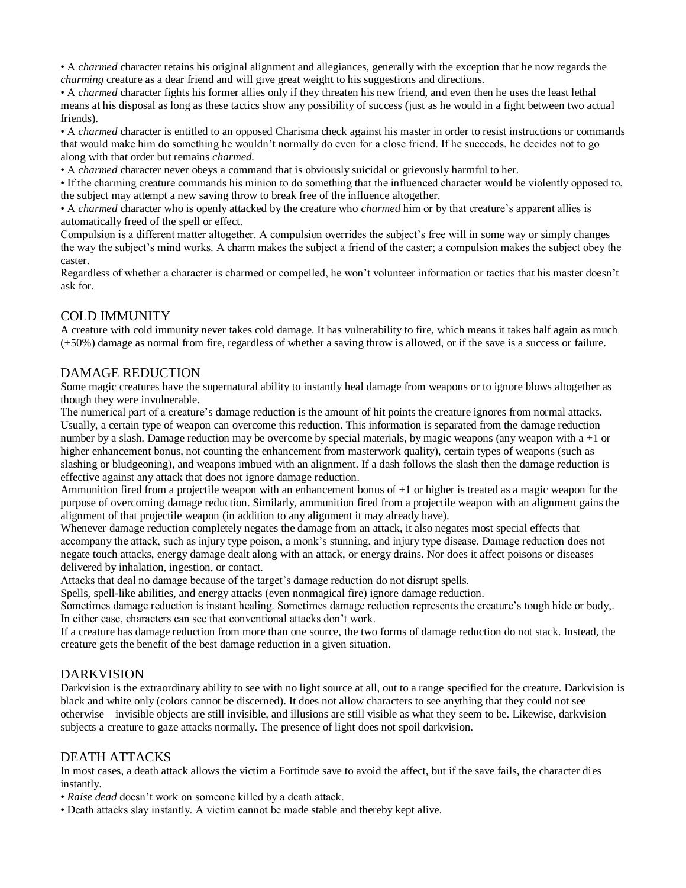• A *charmed* character retains his original alignment and allegiances, generally with the exception that he now regards the *charming* creature as a dear friend and will give great weight to his suggestions and directions.
• A *charmed* character fights his former allies only if they threaten his new friend, and even then he uses the least lethal means at his disposal as long as these tactics show any possibility of success (just as he would in a fight between two actual friends).
• A *charmed* character is entitled to an opposed Charisma check against his master in order to resist instructions or commands that would make him do something he wouldn't normally do even for a close friend. If he succeeds, he decides not to go along with that order but remains *charmed.*
• A *charmed* character never obeys a command that is obviously suicidal or grievously harmful to her.
• If the charming creature commands his minion to do something that the influenced character would be violently opposed to, the subject may attempt a new saving throw to break free of the influence altogether.
• A *charmed* character who is openly attacked by the creature who *charmed* him or by that creature's apparent allies is automatically freed of the spell or effect.

Compulsion is a different matter altogether. A compulsion overrides the subject's free will in some way or simply changes the way the subject's mind works. A charm makes the subject a friend of the caster; a compulsion makes the subject obey the caster.

Regardless of whether a character is charmed or compelled, he won't volunteer information or tactics that his master doesn't ask for.

## COLD IMMUNITY

A creature with cold immunity never takes cold damage. It has vulnerability to fire, which means it takes half again as much (+50%) damage as normal from fire, regardless of whether a saving throw is allowed, or if the save is a success or failure.

## DAMAGE REDUCTION

Some magic creatures have the supernatural ability to instantly heal damage from weapons or to ignore blows altogether as though they were invulnerable.

The numerical part of a creature's damage reduction is the amount of hit points the creature ignores from normal attacks. Usually, a certain type of weapon can overcome this reduction. This information is separated from the damage reduction number by a slash. Damage reduction may be overcome by special materials, by magic weapons (any weapon with a +1 or higher enhancement bonus, not counting the enhancement from masterwork quality), certain types of weapons (such as slashing or bludgeoning), and weapons imbued with an alignment. If a dash follows the slash then the damage reduction is effective against any attack that does not ignore damage reduction.

Ammunition fired from a projectile weapon with an enhancement bonus of +1 or higher is treated as a magic weapon for the purpose of overcoming damage reduction. Similarly, ammunition fired from a projectile weapon with an alignment gains the alignment of that projectile weapon (in addition to any alignment it may already have).

Whenever damage reduction completely negates the damage from an attack, it also negates most special effects that accompany the attack, such as injury type poison, a monk's stunning, and injury type disease. Damage reduction does not negate touch attacks, energy damage dealt along with an attack, or energy drains. Nor does it affect poisons or diseases delivered by inhalation, ingestion, or contact.

Attacks that deal no damage because of the target's damage reduction do not disrupt spells.

Spells, spell-like abilities, and energy attacks (even nonmagical fire) ignore damage reduction.

Sometimes damage reduction is instant healing. Sometimes damage reduction represents the creature's tough hide or body,. In either case, characters can see that conventional attacks don't work.

If a creature has damage reduction from more than one source, the two forms of damage reduction do not stack. Instead, the creature gets the benefit of the best damage reduction in a given situation.

## DARKVISION

Darkvision is the extraordinary ability to see with no light source at all, out to a range specified for the creature. Darkvision is black and white only (colors cannot be discerned). It does not allow characters to see anything that they could not see otherwise—invisible objects are still invisible, and illusions are still visible as what they seem to be. Likewise, darkvision subjects a creature to gaze attacks normally. The presence of light does not spoil darkvision.

## DEATH ATTACKS

In most cases, a death attack allows the victim a Fortitude save to avoid the affect, but if the save fails, the character dies instantly.
• *Raise dead* doesn't work on someone killed by a death attack.
• Death attacks slay instantly. A victim cannot be made stable and thereby kept alive.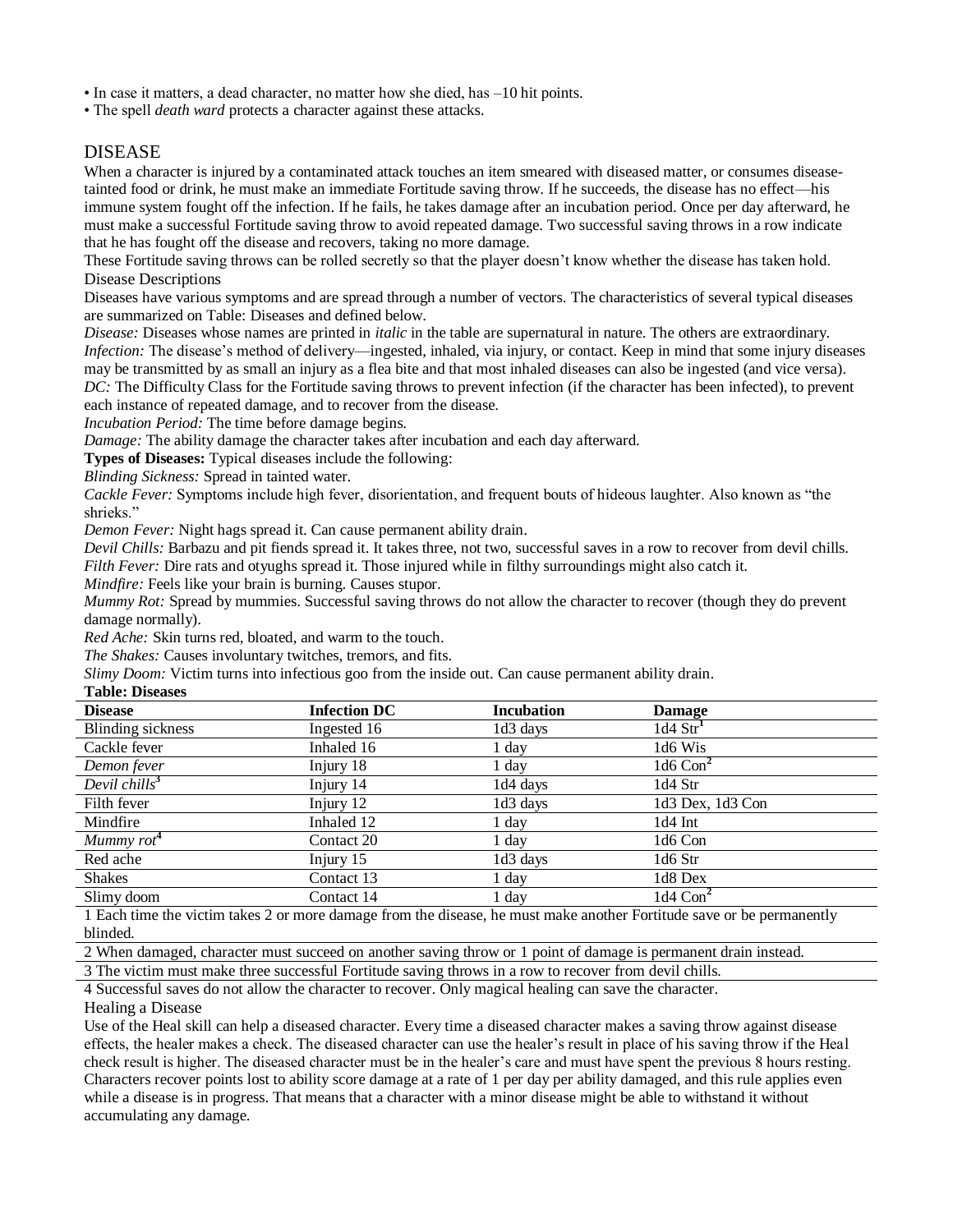- In case it matters, a dead character, no matter how she died, has –10 hit points.
- The spell *death ward* protects a character against these attacks.

## DISEASE

When a character is injured by a contaminated attack touches an item smeared with diseased matter, or consumes disease-tainted food or drink, he must make an immediate Fortitude saving throw. If he succeeds, the disease has no effect—his immune system fought off the infection. If he fails, he takes damage after an incubation period. Once per day afterward, he must make a successful Fortitude saving throw to avoid repeated damage. Two successful saving throws in a row indicate that he has fought off the disease and recovers, taking no more damage.

These Fortitude saving throws can be rolled secretly so that the player doesn't know whether the disease has taken hold.

### Disease Descriptions

Diseases have various symptoms and are spread through a number of vectors. The characteristics of several typical diseases are summarized on Table: Diseases and defined below.

*Disease:* Diseases whose names are printed in *italic* in the table are supernatural in nature. The others are extraordinary.

*Infection:* The disease's method of delivery—ingested, inhaled, via injury, or contact. Keep in mind that some injury diseases may be transmitted by as small an injury as a flea bite and that most inhaled diseases can also be ingested (and vice versa).

*DC:* The Difficulty Class for the Fortitude saving throws to prevent infection (if the character has been infected), to prevent each instance of repeated damage, and to recover from the disease.

*Incubation Period:* The time before damage begins.

*Damage:* The ability damage the character takes after incubation and each day afterward.

**Types of Diseases:** Typical diseases include the following:

*Blinding Sickness:* Spread in tainted water.

*Cackle Fever:* Symptoms include high fever, disorientation, and frequent bouts of hideous laughter. Also known as "the shrieks."

*Demon Fever:* Night hags spread it. Can cause permanent ability drain.

*Devil Chills:* Barbazu and pit fiends spread it. It takes three, not two, successful saves in a row to recover from devil chills.

*Filth Fever:* Dire rats and otyughs spread it. Those injured while in filthy surroundings might also catch it.

*Mindfire:* Feels like your brain is burning. Causes stupor.

*Mummy Rot:* Spread by mummies. Successful saving throws do not allow the character to recover (though they do prevent damage normally).

*Red Ache:* Skin turns red, bloated, and warm to the touch.

*The Shakes:* Causes involuntary twitches, tremors, and fits.

*Slimy Doom:* Victim turns into infectious goo from the inside out. Can cause permanent ability drain.

**Table: Diseases**

| Disease | Infection DC | Incubation | Damage |
|---|---|---|---|
| Blinding sickness | Ingested 16 | 1d3 days | 1d4 Str[1] |
| Cackle fever | Inhaled 16 | 1 day | 1d6 Wis |
| *Demon fever* | Injury 18 | 1 day | 1d6 Con[2] |
| *Devil chills*[3] | Injury 14 | 1d4 days | 1d4 Str |
| Filth fever | Injury 12 | 1d3 days | 1d3 Dex, 1d3 Con |
| Mindfire | Inhaled 12 | 1 day | 1d4 Int |
| *Mummy rot*[4] | Contact 20 | 1 day | 1d6 Con |
| Red ache | Injury 15 | 1d3 days | 1d6 Str |
| Shakes | Contact 13 | 1 day | 1d8 Dex |
| Slimy doom | Contact 14 | 1 day | 1d4 Con[2] |

1 Each time the victim takes 2 or more damage from the disease, he must make another Fortitude save or be permanently blinded.

2 When damaged, character must succeed on another saving throw or 1 point of damage is permanent drain instead.

3 The victim must make three successful Fortitude saving throws in a row to recover from devil chills.

4 Successful saves do not allow the character to recover. Only magical healing can save the character.

### Healing a Disease

Use of the Heal skill can help a diseased character. Every time a diseased character makes a saving throw against disease effects, the healer makes a check. The diseased character can use the healer's result in place of his saving throw if the Heal check result is higher. The diseased character must be in the healer's care and must have spent the previous 8 hours resting.

Characters recover points lost to ability score damage at a rate of 1 per day per ability damaged, and this rule applies even while a disease is in progress. That means that a character with a minor disease might be able to withstand it without accumulating any damage.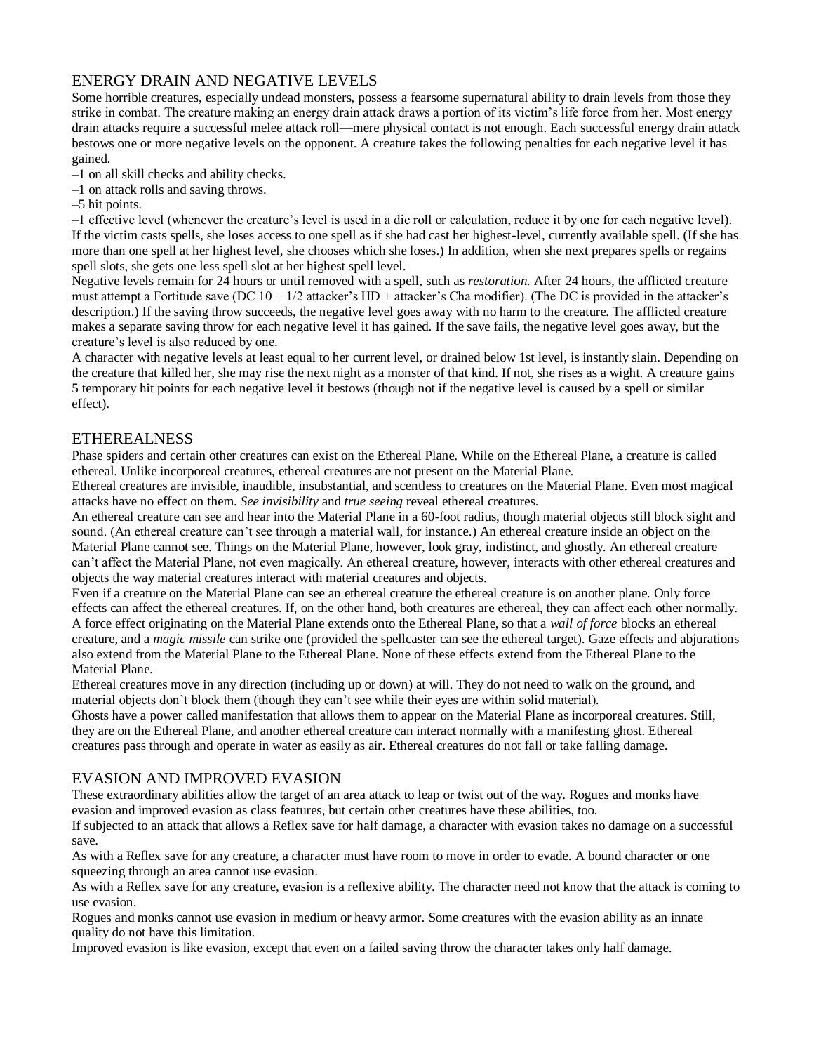## ENERGY DRAIN AND NEGATIVE LEVELS

Some horrible creatures, especially undead monsters, possess a fearsome supernatural ability to drain levels from those they strike in combat. The creature making an energy drain attack draws a portion of its victim's life force from her. Most energy drain attacks require a successful melee attack roll—mere physical contact is not enough. Each successful energy drain attack bestows one or more negative levels on the opponent. A creature takes the following penalties for each negative level it has gained.

–1 on all skill checks and ability checks.

–1 on attack rolls and saving throws.

–5 hit points.

–1 effective level (whenever the creature's level is used in a die roll or calculation, reduce it by one for each negative level).

If the victim casts spells, she loses access to one spell as if she had cast her highest-level, currently available spell. (If she has more than one spell at her highest level, she chooses which she loses.) In addition, when she next prepares spells or regains spell slots, she gets one less spell slot at her highest spell level.

Negative levels remain for 24 hours or until removed with a spell, such as *restoration.* After 24 hours, the afflicted creature must attempt a Fortitude save (DC 10 + 1/2 attacker's HD + attacker's Cha modifier). (The DC is provided in the attacker's description.) If the saving throw succeeds, the negative level goes away with no harm to the creature. The afflicted creature makes a separate saving throw for each negative level it has gained. If the save fails, the negative level goes away, but the creature's level is also reduced by one.

A character with negative levels at least equal to her current level, or drained below 1st level, is instantly slain. Depending on the creature that killed her, she may rise the next night as a monster of that kind. If not, she rises as a wight. A creature gains 5 temporary hit points for each negative level it bestows (though not if the negative level is caused by a spell or similar effect).

## ETHEREALNESS

Phase spiders and certain other creatures can exist on the Ethereal Plane. While on the Ethereal Plane, a creature is called ethereal. Unlike incorporeal creatures, ethereal creatures are not present on the Material Plane.

Ethereal creatures are invisible, inaudible, insubstantial, and scentless to creatures on the Material Plane. Even most magical attacks have no effect on them. *See invisibility* and *true seeing* reveal ethereal creatures.

An ethereal creature can see and hear into the Material Plane in a 60-foot radius, though material objects still block sight and sound. (An ethereal creature can't see through a material wall, for instance.) An ethereal creature inside an object on the Material Plane cannot see. Things on the Material Plane, however, look gray, indistinct, and ghostly. An ethereal creature can't affect the Material Plane, not even magically. An ethereal creature, however, interacts with other ethereal creatures and objects the way material creatures interact with material creatures and objects.

Even if a creature on the Material Plane can see an ethereal creature the ethereal creature is on another plane. Only force effects can affect the ethereal creatures. If, on the other hand, both creatures are ethereal, they can affect each other normally.

A force effect originating on the Material Plane extends onto the Ethereal Plane, so that a *wall of force* blocks an ethereal creature, and a *magic missile* can strike one (provided the spellcaster can see the ethereal target). Gaze effects and abjurations also extend from the Material Plane to the Ethereal Plane. None of these effects extend from the Ethereal Plane to the Material Plane.

Ethereal creatures move in any direction (including up or down) at will. They do not need to walk on the ground, and material objects don't block them (though they can't see while their eyes are within solid material).

Ghosts have a power called manifestation that allows them to appear on the Material Plane as incorporeal creatures. Still, they are on the Ethereal Plane, and another ethereal creature can interact normally with a manifesting ghost. Ethereal creatures pass through and operate in water as easily as air. Ethereal creatures do not fall or take falling damage.

## EVASION AND IMPROVED EVASION

These extraordinary abilities allow the target of an area attack to leap or twist out of the way. Rogues and monks have evasion and improved evasion as class features, but certain other creatures have these abilities, too.

If subjected to an attack that allows a Reflex save for half damage, a character with evasion takes no damage on a successful save.

As with a Reflex save for any creature, a character must have room to move in order to evade. A bound character or one squeezing through an area cannot use evasion.

As with a Reflex save for any creature, evasion is a reflexive ability. The character need not know that the attack is coming to use evasion.

Rogues and monks cannot use evasion in medium or heavy armor. Some creatures with the evasion ability as an innate quality do not have this limitation.

Improved evasion is like evasion, except that even on a failed saving throw the character takes only half damage.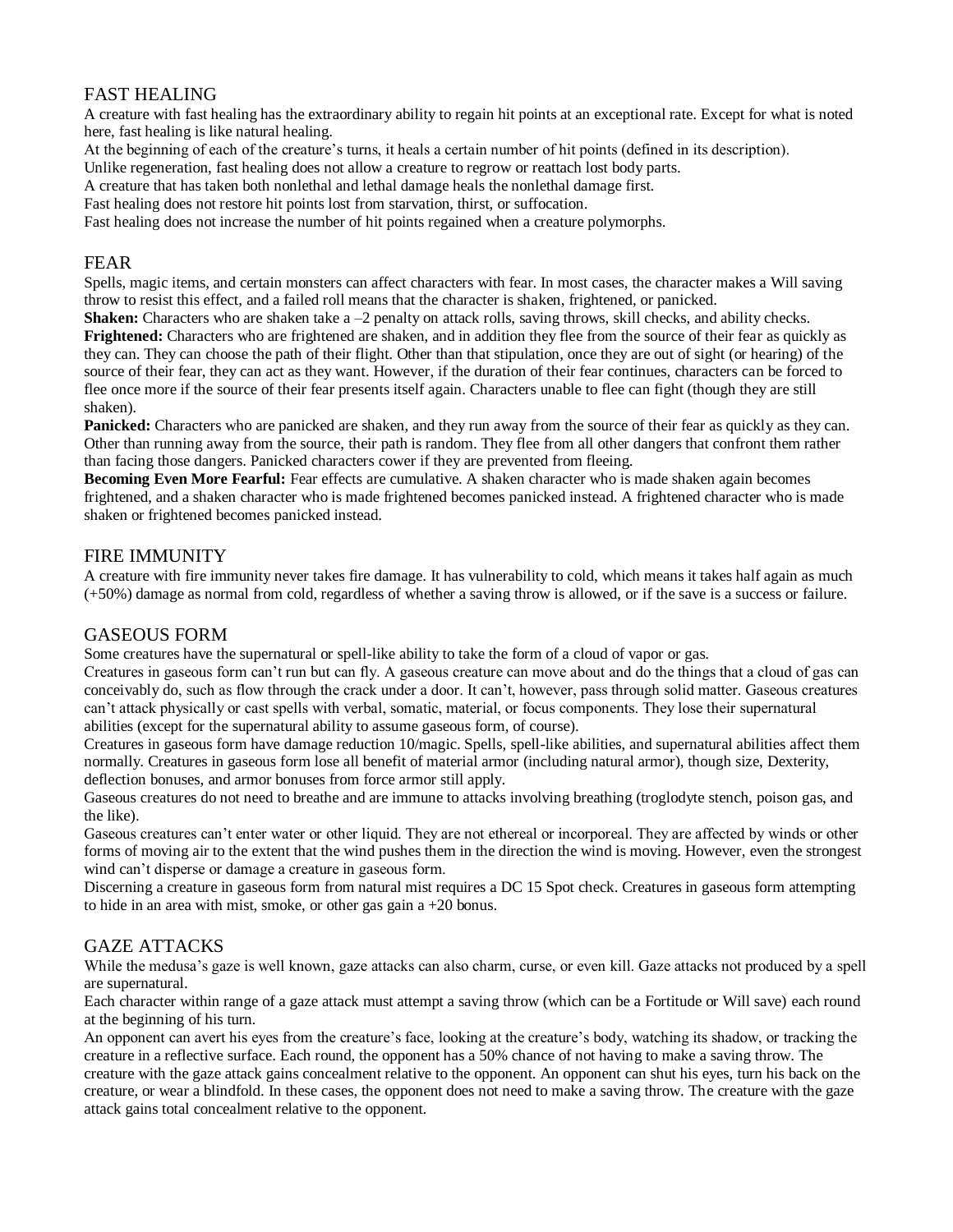## FAST HEALING

A creature with fast healing has the extraordinary ability to regain hit points at an exceptional rate. Except for what is noted here, fast healing is like natural healing.

At the beginning of each of the creature's turns, it heals a certain number of hit points (defined in its description).

Unlike regeneration, fast healing does not allow a creature to regrow or reattach lost body parts.

A creature that has taken both nonlethal and lethal damage heals the nonlethal damage first.

Fast healing does not restore hit points lost from starvation, thirst, or suffocation.

Fast healing does not increase the number of hit points regained when a creature polymorphs.

## FEAR

Spells, magic items, and certain monsters can affect characters with fear. In most cases, the character makes a Will saving throw to resist this effect, and a failed roll means that the character is shaken, frightened, or panicked.

**Shaken:** Characters who are shaken take a –2 penalty on attack rolls, saving throws, skill checks, and ability checks.

**Frightened:** Characters who are frightened are shaken, and in addition they flee from the source of their fear as quickly as they can. They can choose the path of their flight. Other than that stipulation, once they are out of sight (or hearing) of the source of their fear, they can act as they want. However, if the duration of their fear continues, characters can be forced to flee once more if the source of their fear presents itself again. Characters unable to flee can fight (though they are still shaken).

**Panicked:** Characters who are panicked are shaken, and they run away from the source of their fear as quickly as they can. Other than running away from the source, their path is random. They flee from all other dangers that confront them rather than facing those dangers. Panicked characters cower if they are prevented from fleeing.

**Becoming Even More Fearful:** Fear effects are cumulative. A shaken character who is made shaken again becomes frightened, and a shaken character who is made frightened becomes panicked instead. A frightened character who is made shaken or frightened becomes panicked instead.

## FIRE IMMUNITY

A creature with fire immunity never takes fire damage. It has vulnerability to cold, which means it takes half again as much (+50%) damage as normal from cold, regardless of whether a saving throw is allowed, or if the save is a success or failure.

## GASEOUS FORM

Some creatures have the supernatural or spell-like ability to take the form of a cloud of vapor or gas.

Creatures in gaseous form can't run but can fly. A gaseous creature can move about and do the things that a cloud of gas can conceivably do, such as flow through the crack under a door. It can't, however, pass through solid matter. Gaseous creatures can't attack physically or cast spells with verbal, somatic, material, or focus components. They lose their supernatural abilities (except for the supernatural ability to assume gaseous form, of course).

Creatures in gaseous form have damage reduction 10/magic. Spells, spell-like abilities, and supernatural abilities affect them normally. Creatures in gaseous form lose all benefit of material armor (including natural armor), though size, Dexterity, deflection bonuses, and armor bonuses from force armor still apply.

Gaseous creatures do not need to breathe and are immune to attacks involving breathing (troglodyte stench, poison gas, and the like).

Gaseous creatures can't enter water or other liquid. They are not ethereal or incorporeal. They are affected by winds or other forms of moving air to the extent that the wind pushes them in the direction the wind is moving. However, even the strongest wind can't disperse or damage a creature in gaseous form.

Discerning a creature in gaseous form from natural mist requires a DC 15 Spot check. Creatures in gaseous form attempting to hide in an area with mist, smoke, or other gas gain a +20 bonus.

## GAZE ATTACKS

While the medusa's gaze is well known, gaze attacks can also charm, curse, or even kill. Gaze attacks not produced by a spell are supernatural.

Each character within range of a gaze attack must attempt a saving throw (which can be a Fortitude or Will save) each round at the beginning of his turn.

An opponent can avert his eyes from the creature's face, looking at the creature's body, watching its shadow, or tracking the creature in a reflective surface. Each round, the opponent has a 50% chance of not having to make a saving throw. The creature with the gaze attack gains concealment relative to the opponent. An opponent can shut his eyes, turn his back on the creature, or wear a blindfold. In these cases, the opponent does not need to make a saving throw. The creature with the gaze attack gains total concealment relative to the opponent.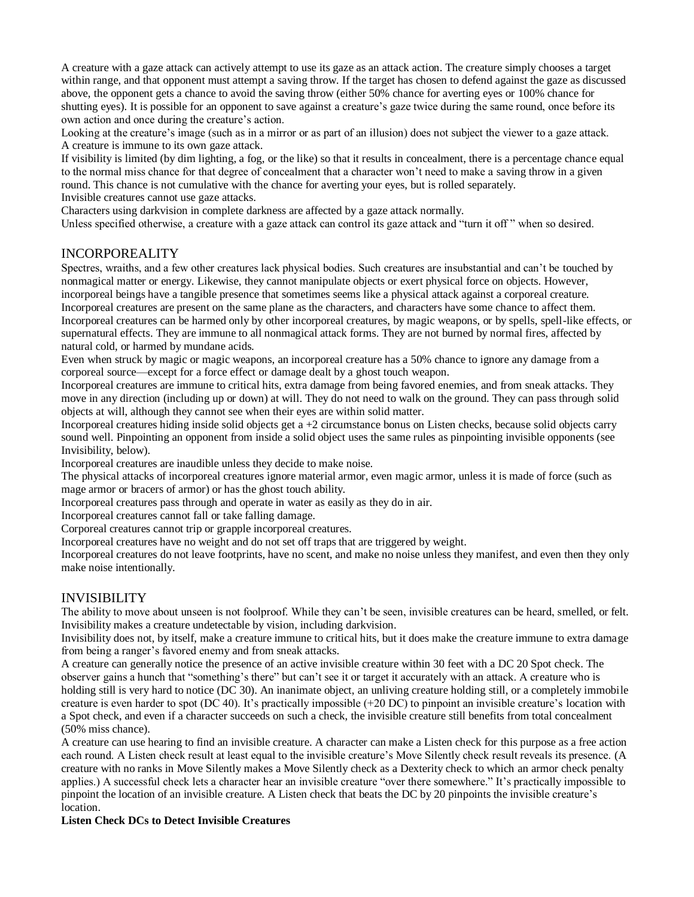A creature with a gaze attack can actively attempt to use its gaze as an attack action. The creature simply chooses a target within range, and that opponent must attempt a saving throw. If the target has chosen to defend against the gaze as discussed above, the opponent gets a chance to avoid the saving throw (either 50% chance for averting eyes or 100% chance for shutting eyes). It is possible for an opponent to save against a creature's gaze twice during the same round, once before its own action and once during the creature's action.

Looking at the creature's image (such as in a mirror or as part of an illusion) does not subject the viewer to a gaze attack.

A creature is immune to its own gaze attack.

If visibility is limited (by dim lighting, a fog, or the like) so that it results in concealment, there is a percentage chance equal to the normal miss chance for that degree of concealment that a character won't need to make a saving throw in a given round. This chance is not cumulative with the chance for averting your eyes, but is rolled separately.

Invisible creatures cannot use gaze attacks.

Characters using darkvision in complete darkness are affected by a gaze attack normally.

Unless specified otherwise, a creature with a gaze attack can control its gaze attack and "turn it off" when so desired.

## INCORPOREALITY

Spectres, wraiths, and a few other creatures lack physical bodies. Such creatures are insubstantial and can't be touched by nonmagical matter or energy. Likewise, they cannot manipulate objects or exert physical force on objects. However, incorporeal beings have a tangible presence that sometimes seems like a physical attack against a corporeal creature.

Incorporeal creatures are present on the same plane as the characters, and characters have some chance to affect them.

Incorporeal creatures can be harmed only by other incorporeal creatures, by magic weapons, or by spells, spell-like effects, or supernatural effects. They are immune to all nonmagical attack forms. They are not burned by normal fires, affected by natural cold, or harmed by mundane acids.

Even when struck by magic or magic weapons, an incorporeal creature has a 50% chance to ignore any damage from a corporeal source—except for a force effect or damage dealt by a ghost touch weapon.

Incorporeal creatures are immune to critical hits, extra damage from being favored enemies, and from sneak attacks. They move in any direction (including up or down) at will. They do not need to walk on the ground. They can pass through solid objects at will, although they cannot see when their eyes are within solid matter.

Incorporeal creatures hiding inside solid objects get a +2 circumstance bonus on Listen checks, because solid objects carry sound well. Pinpointing an opponent from inside a solid object uses the same rules as pinpointing invisible opponents (see Invisibility, below).

Incorporeal creatures are inaudible unless they decide to make noise.

The physical attacks of incorporeal creatures ignore material armor, even magic armor, unless it is made of force (such as mage armor or bracers of armor) or has the ghost touch ability.

Incorporeal creatures pass through and operate in water as easily as they do in air.

Incorporeal creatures cannot fall or take falling damage.

Corporeal creatures cannot trip or grapple incorporeal creatures.

Incorporeal creatures have no weight and do not set off traps that are triggered by weight.

Incorporeal creatures do not leave footprints, have no scent, and make no noise unless they manifest, and even then they only make noise intentionally.

## INVISIBILITY

The ability to move about unseen is not foolproof. While they can't be seen, invisible creatures can be heard, smelled, or felt. Invisibility makes a creature undetectable by vision, including darkvision.

Invisibility does not, by itself, make a creature immune to critical hits, but it does make the creature immune to extra damage from being a ranger's favored enemy and from sneak attacks.

A creature can generally notice the presence of an active invisible creature within 30 feet with a DC 20 Spot check. The observer gains a hunch that "something's there" but can't see it or target it accurately with an attack. A creature who is holding still is very hard to notice (DC 30). An inanimate object, an unliving creature holding still, or a completely immobile creature is even harder to spot (DC 40). It's practically impossible (+20 DC) to pinpoint an invisible creature's location with a Spot check, and even if a character succeeds on such a check, the invisible creature still benefits from total concealment (50% miss chance).

A creature can use hearing to find an invisible creature. A character can make a Listen check for this purpose as a free action each round. A Listen check result at least equal to the invisible creature's Move Silently check result reveals its presence. (A creature with no ranks in Move Silently makes a Move Silently check as a Dexterity check to which an armor check penalty applies.) A successful check lets a character hear an invisible creature "over there somewhere." It's practically impossible to pinpoint the location of an invisible creature. A Listen check that beats the DC by 20 pinpoints the invisible creature's location.

**Listen Check DCs to Detect Invisible Creatures**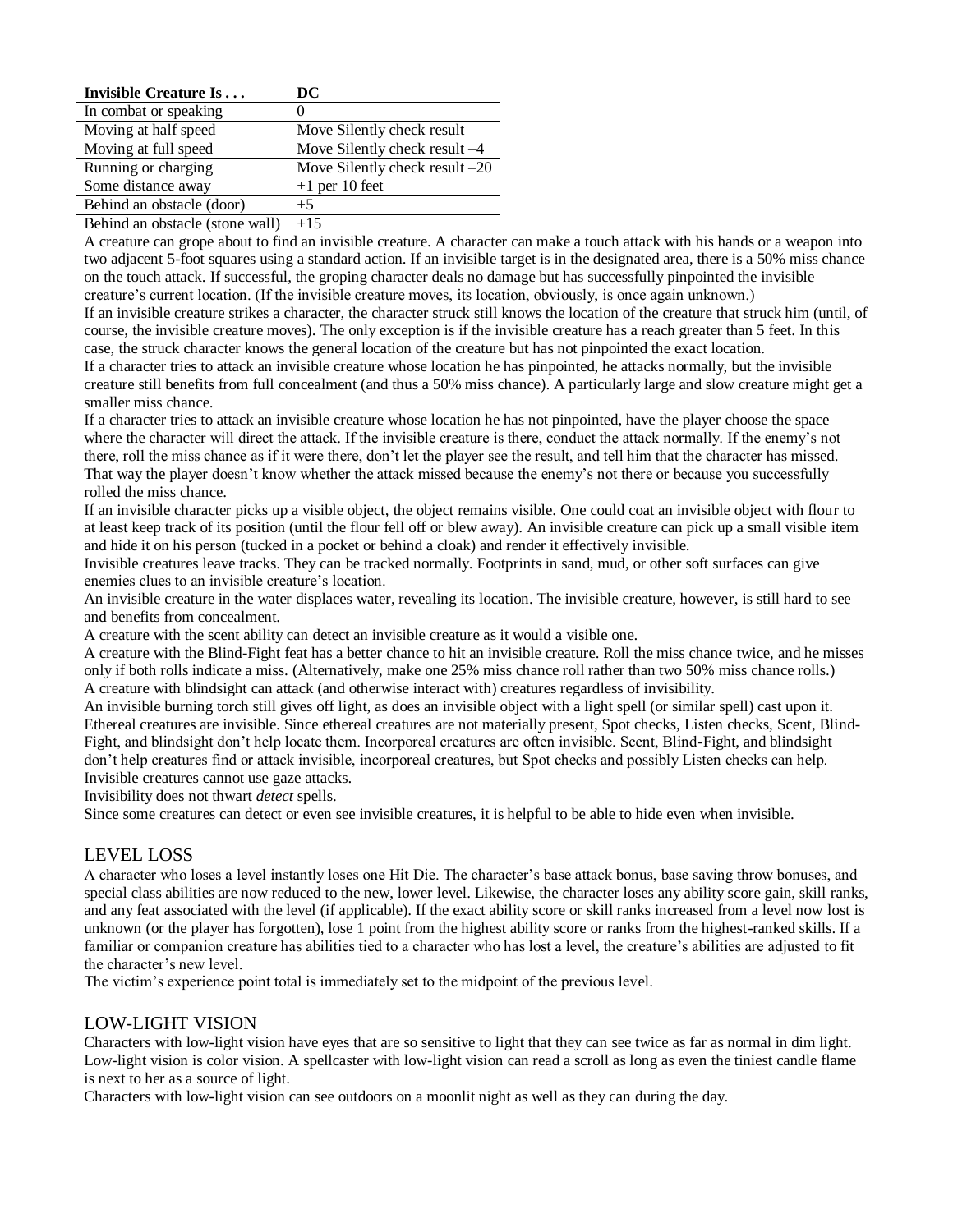| Invisible Creature Is . . . | DC |
|---|---|
| In combat or speaking | 0 |
| Moving at half speed | Move Silently check result |
| Moving at full speed | Move Silently check result –4 |
| Running or charging | Move Silently check result –20 |
| Some distance away | +1 per 10 feet |
| Behind an obstacle (door) | +5 |
| Behind an obstacle (stone wall) | +15 |

A creature can grope about to find an invisible creature. A character can make a touch attack with his hands or a weapon into two adjacent 5-foot squares using a standard action. If an invisible target is in the designated area, there is a 50% miss chance on the touch attack. If successful, the groping character deals no damage but has successfully pinpointed the invisible creature's current location. (If the invisible creature moves, its location, obviously, is once again unknown.)

If an invisible creature strikes a character, the character struck still knows the location of the creature that struck him (until, of course, the invisible creature moves). The only exception is if the invisible creature has a reach greater than 5 feet. In this case, the struck character knows the general location of the creature but has not pinpointed the exact location.

If a character tries to attack an invisible creature whose location he has pinpointed, he attacks normally, but the invisible creature still benefits from full concealment (and thus a 50% miss chance). A particularly large and slow creature might get a smaller miss chance.

If a character tries to attack an invisible creature whose location he has not pinpointed, have the player choose the space where the character will direct the attack. If the invisible creature is there, conduct the attack normally. If the enemy's not there, roll the miss chance as if it were there, don't let the player see the result, and tell him that the character has missed. That way the player doesn't know whether the attack missed because the enemy's not there or because you successfully rolled the miss chance.

If an invisible character picks up a visible object, the object remains visible. One could coat an invisible object with flour to at least keep track of its position (until the flour fell off or blew away). An invisible creature can pick up a small visible item and hide it on his person (tucked in a pocket or behind a cloak) and render it effectively invisible.

Invisible creatures leave tracks. They can be tracked normally. Footprints in sand, mud, or other soft surfaces can give enemies clues to an invisible creature's location.

An invisible creature in the water displaces water, revealing its location. The invisible creature, however, is still hard to see and benefits from concealment.

A creature with the scent ability can detect an invisible creature as it would a visible one.

A creature with the Blind-Fight feat has a better chance to hit an invisible creature. Roll the miss chance twice, and he misses only if both rolls indicate a miss. (Alternatively, make one 25% miss chance roll rather than two 50% miss chance rolls.)

A creature with blindsight can attack (and otherwise interact with) creatures regardless of invisibility.

An invisible burning torch still gives off light, as does an invisible object with a light spell (or similar spell) cast upon it.

Ethereal creatures are invisible. Since ethereal creatures are not materially present, Spot checks, Listen checks, Scent, Blind-Fight, and blindsight don't help locate them. Incorporeal creatures are often invisible. Scent, Blind-Fight, and blindsight don't help creatures find or attack invisible, incorporeal creatures, but Spot checks and possibly Listen checks can help.

Invisible creatures cannot use gaze attacks.

Invisibility does not thwart *detect* spells.

Since some creatures can detect or even see invisible creatures, it is helpful to be able to hide even when invisible.

## LEVEL LOSS

A character who loses a level instantly loses one Hit Die. The character's base attack bonus, base saving throw bonuses, and special class abilities are now reduced to the new, lower level. Likewise, the character loses any ability score gain, skill ranks, and any feat associated with the level (if applicable). If the exact ability score or skill ranks increased from a level now lost is unknown (or the player has forgotten), lose 1 point from the highest ability score or ranks from the highest-ranked skills. If a familiar or companion creature has abilities tied to a character who has lost a level, the creature's abilities are adjusted to fit the character's new level.

The victim's experience point total is immediately set to the midpoint of the previous level.

## LOW-LIGHT VISION

Characters with low-light vision have eyes that are so sensitive to light that they can see twice as far as normal in dim light. Low-light vision is color vision. A spellcaster with low-light vision can read a scroll as long as even the tiniest candle flame is next to her as a source of light.

Characters with low-light vision can see outdoors on a moonlit night as well as they can during the day.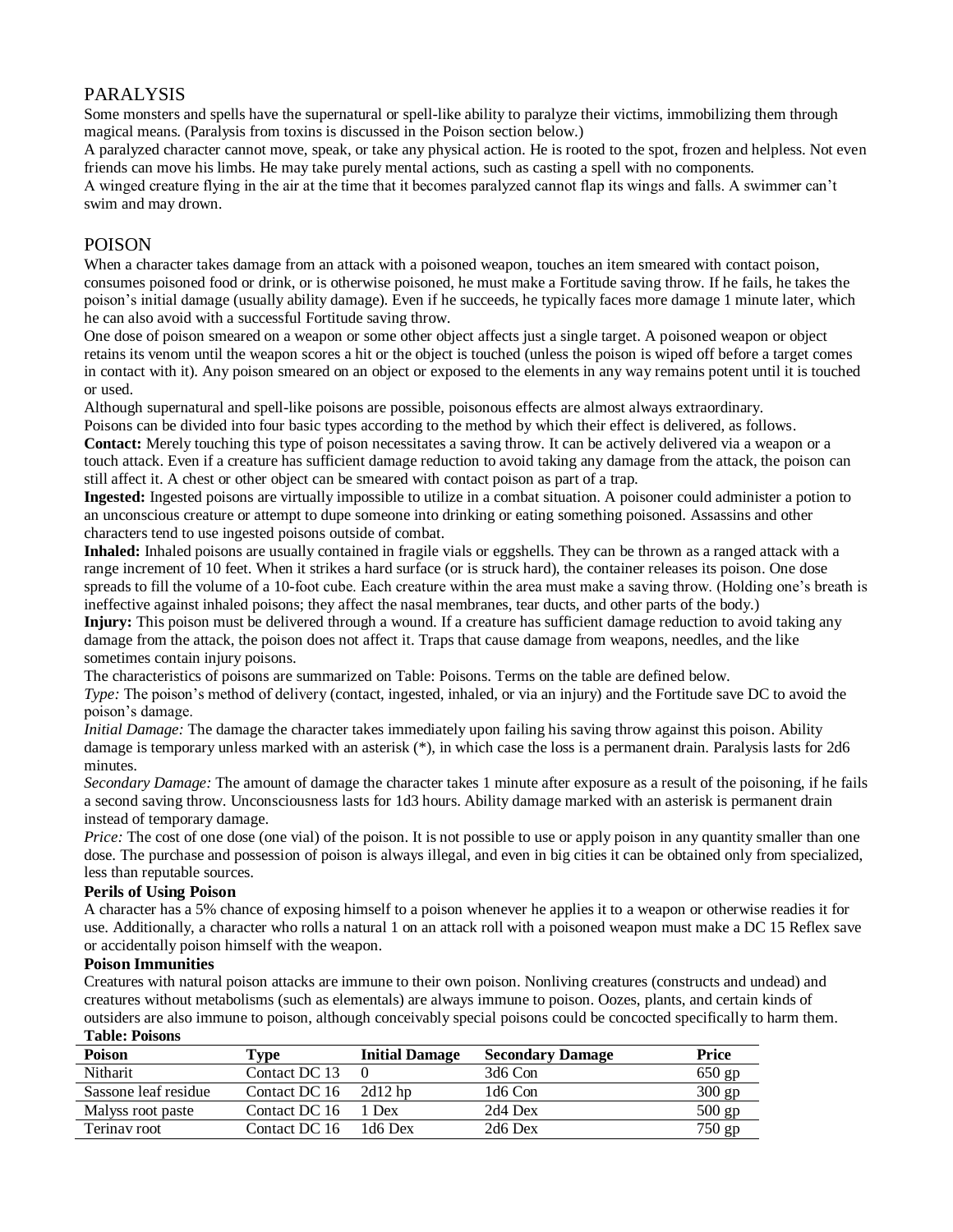## PARALYSIS

Some monsters and spells have the supernatural or spell-like ability to paralyze their victims, immobilizing them through magical means. (Paralysis from toxins is discussed in the Poison section below.)

A paralyzed character cannot move, speak, or take any physical action. He is rooted to the spot, frozen and helpless. Not even friends can move his limbs. He may take purely mental actions, such as casting a spell with no components.

A winged creature flying in the air at the time that it becomes paralyzed cannot flap its wings and falls. A swimmer can't swim and may drown.

## POISON

When a character takes damage from an attack with a poisoned weapon, touches an item smeared with contact poison, consumes poisoned food or drink, or is otherwise poisoned, he must make a Fortitude saving throw. If he fails, he takes the poison's initial damage (usually ability damage). Even if he succeeds, he typically faces more damage 1 minute later, which he can also avoid with a successful Fortitude saving throw.

One dose of poison smeared on a weapon or some other object affects just a single target. A poisoned weapon or object retains its venom until the weapon scores a hit or the object is touched (unless the poison is wiped off before a target comes in contact with it). Any poison smeared on an object or exposed to the elements in any way remains potent until it is touched or used.

Although supernatural and spell-like poisons are possible, poisonous effects are almost always extraordinary.

Poisons can be divided into four basic types according to the method by which their effect is delivered, as follows.

**Contact:** Merely touching this type of poison necessitates a saving throw. It can be actively delivered via a weapon or a touch attack. Even if a creature has sufficient damage reduction to avoid taking any damage from the attack, the poison can still affect it. A chest or other object can be smeared with contact poison as part of a trap.

**Ingested:** Ingested poisons are virtually impossible to utilize in a combat situation. A poisoner could administer a potion to an unconscious creature or attempt to dupe someone into drinking or eating something poisoned. Assassins and other characters tend to use ingested poisons outside of combat.

**Inhaled:** Inhaled poisons are usually contained in fragile vials or eggshells. They can be thrown as a ranged attack with a range increment of 10 feet. When it strikes a hard surface (or is struck hard), the container releases its poison. One dose spreads to fill the volume of a 10-foot cube. Each creature within the area must make a saving throw. (Holding one's breath is ineffective against inhaled poisons; they affect the nasal membranes, tear ducts, and other parts of the body.)

**Injury:** This poison must be delivered through a wound. If a creature has sufficient damage reduction to avoid taking any damage from the attack, the poison does not affect it. Traps that cause damage from weapons, needles, and the like sometimes contain injury poisons.

The characteristics of poisons are summarized on Table: Poisons. Terms on the table are defined below.

*Type:* The poison's method of delivery (contact, ingested, inhaled, or via an injury) and the Fortitude save DC to avoid the poison's damage.

*Initial Damage:* The damage the character takes immediately upon failing his saving throw against this poison. Ability damage is temporary unless marked with an asterisk (*), in which case the loss is a permanent drain. Paralysis lasts for 2d6 minutes.

*Secondary Damage:* The amount of damage the character takes 1 minute after exposure as a result of the poisoning, if he fails a second saving throw. Unconsciousness lasts for 1d3 hours. Ability damage marked with an asterisk is permanent drain instead of temporary damage.

*Price:* The cost of one dose (one vial) of the poison. It is not possible to use or apply poison in any quantity smaller than one dose. The purchase and possession of poison is always illegal, and even in big cities it can be obtained only from specialized, less than reputable sources.

### Perils of Using Poison

A character has a 5% chance of exposing himself to a poison whenever he applies it to a weapon or otherwise readies it for use. Additionally, a character who rolls a natural 1 on an attack roll with a poisoned weapon must make a DC 15 Reflex save or accidentally poison himself with the weapon.

### Poison Immunities

Creatures with natural poison attacks are immune to their own poison. Nonliving creatures (constructs and undead) and creatures without metabolisms (such as elementals) are always immune to poison. Oozes, plants, and certain kinds of outsiders are also immune to poison, although conceivably special poisons could be concocted specifically to harm them.

**Table: Poisons**

| Poison | Type | Initial Damage | Secondary Damage | Price |
|---|---|---|---|---|
| Nitharit | Contact DC 13 | 0 | 3d6 Con | 650 gp |
| Sassone leaf residue | Contact DC 16 | 2d12 hp | 1d6 Con | 300 gp |
| Malyss root paste | Contact DC 16 | 1 Dex | 2d4 Dex | 500 gp |
| Terinav root | Contact DC 16 | 1d6 Dex | 2d6 Dex | 750 gp |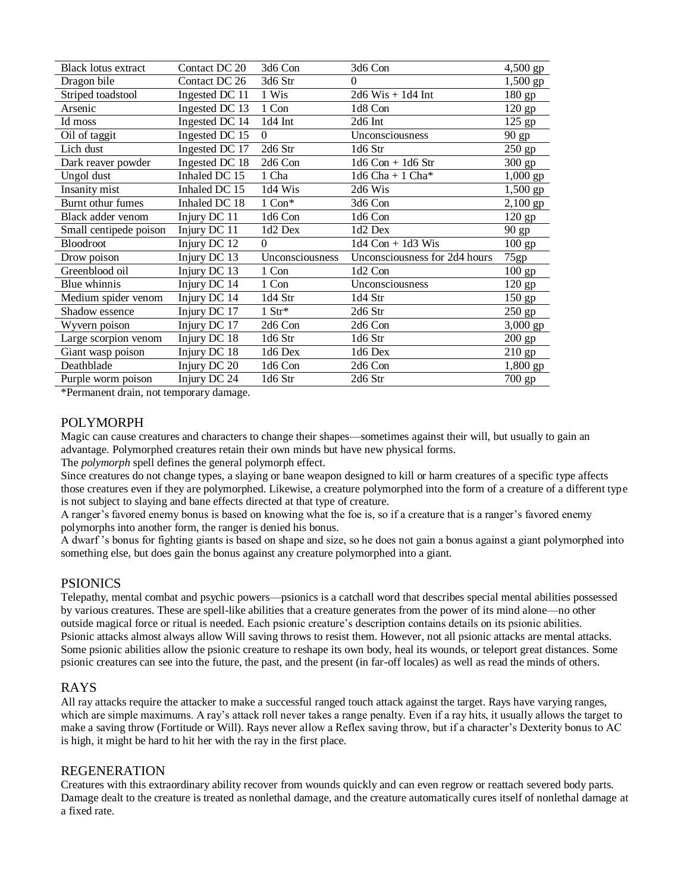| | | | | |
|---|---|---|---|---|
| Black lotus extract | Contact DC 20 | 3d6 Con | 3d6 Con | 4,500 gp |
| Dragon bile | Contact DC 26 | 3d6 Str | 0 | 1,500 gp |
| Striped toadstool | Ingested DC 11 | 1 Wis | 2d6 Wis + 1d4 Int | 180 gp |
| Arsenic | Ingested DC 13 | 1 Con | 1d8 Con | 120 gp |
| Id moss | Ingested DC 14 | 1d4 Int | 2d6 Int | 125 gp |
| Oil of taggit | Ingested DC 15 | 0 | Unconsciousness | 90 gp |
| Lich dust | Ingested DC 17 | 2d6 Str | 1d6 Str | 250 gp |
| Dark reaver powder | Ingested DC 18 | 2d6 Con | 1d6 Con + 1d6 Str | 300 gp |
| Ungol dust | Inhaled DC 15 | 1 Cha | 1d6 Cha + 1 Cha* | 1,000 gp |
| Insanity mist | Inhaled DC 15 | 1d4 Wis | 2d6 Wis | 1,500 gp |
| Burnt othur fumes | Inhaled DC 18 | 1 Con* | 3d6 Con | 2,100 gp |
| Black adder venom | Injury DC 11 | 1d6 Con | 1d6 Con | 120 gp |
| Small centipede poison | Injury DC 11 | 1d2 Dex | 1d2 Dex | 90 gp |
| Bloodroot | Injury DC 12 | 0 | 1d4 Con + 1d3 Wis | 100 gp |
| Drow poison | Injury DC 13 | Unconsciousness | Unconsciousness for 2d4 hours | 75gp |
| Greenblood oil | Injury DC 13 | 1 Con | 1d2 Con | 100 gp |
| Blue whinnis | Injury DC 14 | 1 Con | Unconsciousness | 120 gp |
| Medium spider venom | Injury DC 14 | 1d4 Str | 1d4 Str | 150 gp |
| Shadow essence | Injury DC 17 | 1 Str* | 2d6 Str | 250 gp |
| Wyvern poison | Injury DC 17 | 2d6 Con | 2d6 Con | 3,000 gp |
| Large scorpion venom | Injury DC 18 | 1d6 Str | 1d6 Str | 200 gp |
| Giant wasp poison | Injury DC 18 | 1d6 Dex | 1d6 Dex | 210 gp |
| Deathblade | Injury DC 20 | 1d6 Con | 2d6 Con | 1,800 gp |
| Purple worm poison | Injury DC 24 | 1d6 Str | 2d6 Str | 700 gp |

*Permanent drain, not temporary damage.

## POLYMORPH

Magic can cause creatures and characters to change their shapes—sometimes against their will, but usually to gain an advantage. Polymorphed creatures retain their own minds but have new physical forms.

The *polymorph* spell defines the general polymorph effect.

Since creatures do not change types, a slaying or bane weapon designed to kill or harm creatures of a specific type affects those creatures even if they are polymorphed. Likewise, a creature polymorphed into the form of a creature of a different type is not subject to slaying and bane effects directed at that type of creature.

A ranger's favored enemy bonus is based on knowing what the foe is, so if a creature that is a ranger's favored enemy polymorphs into another form, the ranger is denied his bonus.

A dwarf's bonus for fighting giants is based on shape and size, so he does not gain a bonus against a giant polymorphed into something else, but does gain the bonus against any creature polymorphed into a giant.

## PSIONICS

Telepathy, mental combat and psychic powers—psionics is a catchall word that describes special mental abilities possessed by various creatures. These are spell-like abilities that a creature generates from the power of its mind alone—no other outside magical force or ritual is needed. Each psionic creature's description contains details on its psionic abilities. Psionic attacks almost always allow Will saving throws to resist them. However, not all psionic attacks are mental attacks. Some psionic abilities allow the psionic creature to reshape its own body, heal its wounds, or teleport great distances. Some psionic creatures can see into the future, the past, and the present (in far-off locales) as well as read the minds of others.

## RAYS

All ray attacks require the attacker to make a successful ranged touch attack against the target. Rays have varying ranges, which are simple maximums. A ray's attack roll never takes a range penalty. Even if a ray hits, it usually allows the target to make a saving throw (Fortitude or Will). Rays never allow a Reflex saving throw, but if a character's Dexterity bonus to AC is high, it might be hard to hit her with the ray in the first place.

## REGENERATION

Creatures with this extraordinary ability recover from wounds quickly and can even regrow or reattach severed body parts. Damage dealt to the creature is treated as nonlethal damage, and the creature automatically cures itself of nonlethal damage at a fixed rate.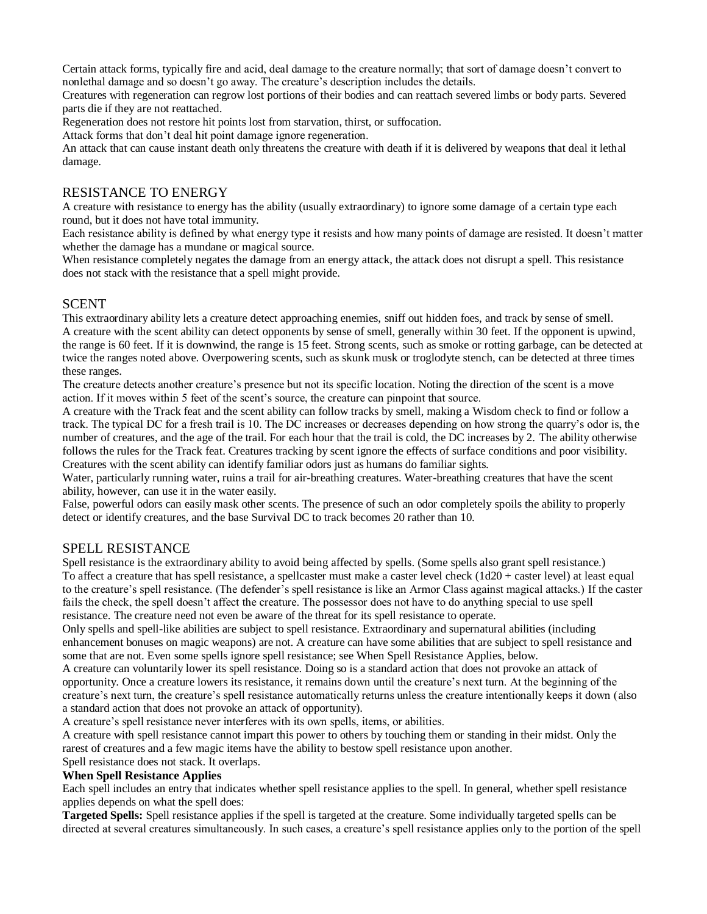Certain attack forms, typically fire and acid, deal damage to the creature normally; that sort of damage doesn't convert to nonlethal damage and so doesn't go away. The creature's description includes the details.

Creatures with regeneration can regrow lost portions of their bodies and can reattach severed limbs or body parts. Severed parts die if they are not reattached.

Regeneration does not restore hit points lost from starvation, thirst, or suffocation.

Attack forms that don't deal hit point damage ignore regeneration.

An attack that can cause instant death only threatens the creature with death if it is delivered by weapons that deal it lethal damage.

## RESISTANCE TO ENERGY

A creature with resistance to energy has the ability (usually extraordinary) to ignore some damage of a certain type each round, but it does not have total immunity.

Each resistance ability is defined by what energy type it resists and how many points of damage are resisted. It doesn't matter whether the damage has a mundane or magical source.

When resistance completely negates the damage from an energy attack, the attack does not disrupt a spell. This resistance does not stack with the resistance that a spell might provide.

## SCENT

This extraordinary ability lets a creature detect approaching enemies, sniff out hidden foes, and track by sense of smell.

A creature with the scent ability can detect opponents by sense of smell, generally within 30 feet. If the opponent is upwind, the range is 60 feet. If it is downwind, the range is 15 feet. Strong scents, such as smoke or rotting garbage, can be detected at twice the ranges noted above. Overpowering scents, such as skunk musk or troglodyte stench, can be detected at three times these ranges.

The creature detects another creature's presence but not its specific location. Noting the direction of the scent is a move action. If it moves within 5 feet of the scent's source, the creature can pinpoint that source.

A creature with the Track feat and the scent ability can follow tracks by smell, making a Wisdom check to find or follow a track. The typical DC for a fresh trail is 10. The DC increases or decreases depending on how strong the quarry's odor is, the number of creatures, and the age of the trail. For each hour that the trail is cold, the DC increases by 2. The ability otherwise follows the rules for the Track feat. Creatures tracking by scent ignore the effects of surface conditions and poor visibility. Creatures with the scent ability can identify familiar odors just as humans do familiar sights.

Water, particularly running water, ruins a trail for air-breathing creatures. Water-breathing creatures that have the scent ability, however, can use it in the water easily.

False, powerful odors can easily mask other scents. The presence of such an odor completely spoils the ability to properly detect or identify creatures, and the base Survival DC to track becomes 20 rather than 10.

## SPELL RESISTANCE

Spell resistance is the extraordinary ability to avoid being affected by spells. (Some spells also grant spell resistance.)

To affect a creature that has spell resistance, a spellcaster must make a caster level check (1d20 + caster level) at least equal to the creature's spell resistance. (The defender's spell resistance is like an Armor Class against magical attacks.) If the caster fails the check, the spell doesn't affect the creature. The possessor does not have to do anything special to use spell resistance. The creature need not even be aware of the threat for its spell resistance to operate.

Only spells and spell-like abilities are subject to spell resistance. Extraordinary and supernatural abilities (including enhancement bonuses on magic weapons) are not. A creature can have some abilities that are subject to spell resistance and some that are not. Even some spells ignore spell resistance; see When Spell Resistance Applies, below.

A creature can voluntarily lower its spell resistance. Doing so is a standard action that does not provoke an attack of opportunity. Once a creature lowers its resistance, it remains down until the creature's next turn. At the beginning of the creature's next turn, the creature's spell resistance automatically returns unless the creature intentionally keeps it down (also a standard action that does not provoke an attack of opportunity).

A creature's spell resistance never interferes with its own spells, items, or abilities.

A creature with spell resistance cannot impart this power to others by touching them or standing in their midst. Only the rarest of creatures and a few magic items have the ability to bestow spell resistance upon another.

Spell resistance does not stack. It overlaps.

**When Spell Resistance Applies**

Each spell includes an entry that indicates whether spell resistance applies to the spell. In general, whether spell resistance applies depends on what the spell does:

**Targeted Spells:** Spell resistance applies if the spell is targeted at the creature. Some individually targeted spells can be directed at several creatures simultaneously. In such cases, a creature's spell resistance applies only to the portion of the spell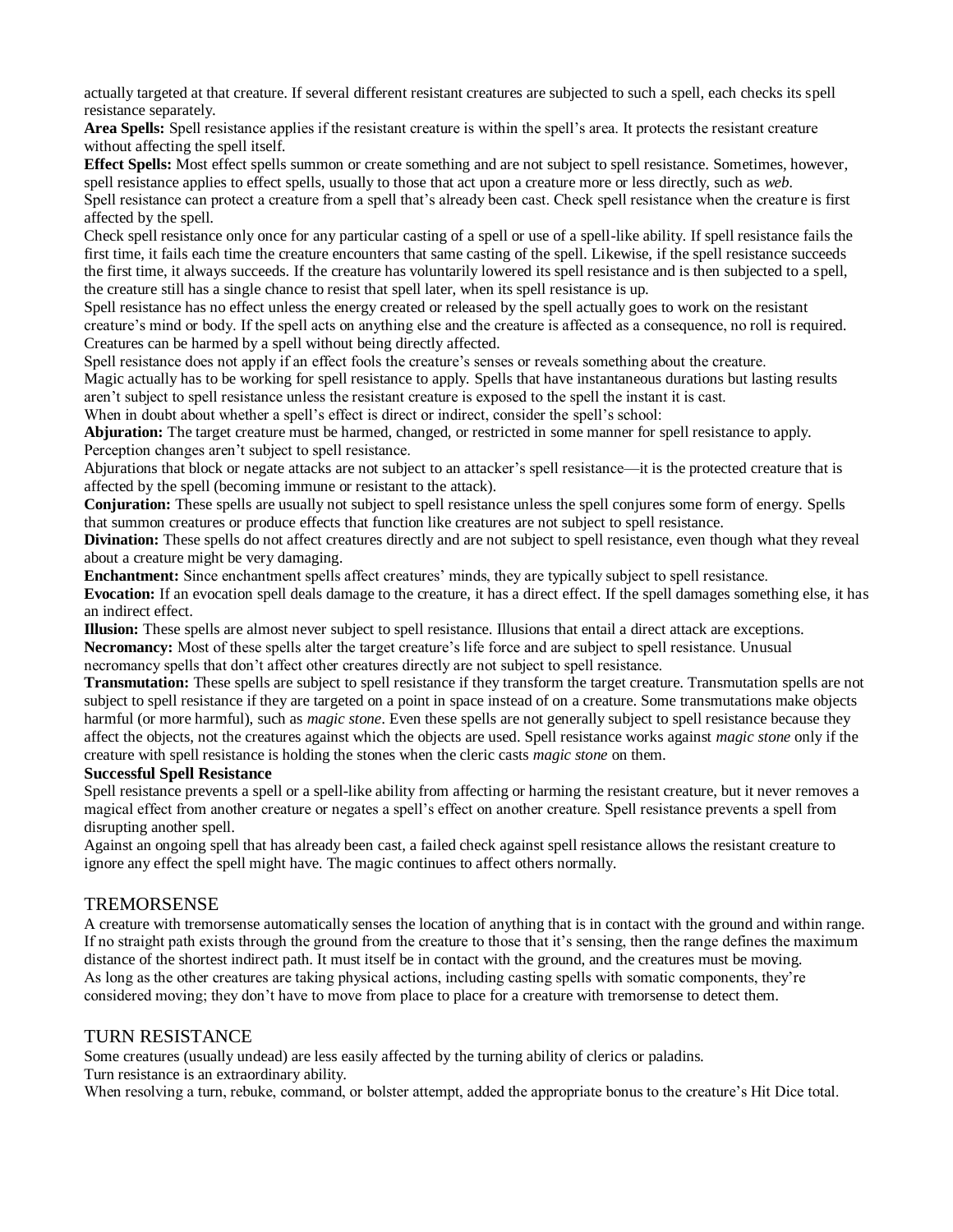actually targeted at that creature. If several different resistant creatures are subjected to such a spell, each checks its spell resistance separately.

**Area Spells:** Spell resistance applies if the resistant creature is within the spell's area. It protects the resistant creature without affecting the spell itself.

**Effect Spells:** Most effect spells summon or create something and are not subject to spell resistance. Sometimes, however, spell resistance applies to effect spells, usually to those that act upon a creature more or less directly, such as *web*.

Spell resistance can protect a creature from a spell that's already been cast. Check spell resistance when the creature is first affected by the spell.

Check spell resistance only once for any particular casting of a spell or use of a spell-like ability. If spell resistance fails the first time, it fails each time the creature encounters that same casting of the spell. Likewise, if the spell resistance succeeds the first time, it always succeeds. If the creature has voluntarily lowered its spell resistance and is then subjected to a spell, the creature still has a single chance to resist that spell later, when its spell resistance is up.

Spell resistance has no effect unless the energy created or released by the spell actually goes to work on the resistant creature's mind or body. If the spell acts on anything else and the creature is affected as a consequence, no roll is required. Creatures can be harmed by a spell without being directly affected.

Spell resistance does not apply if an effect fools the creature's senses or reveals something about the creature.

Magic actually has to be working for spell resistance to apply. Spells that have instantaneous durations but lasting results aren't subject to spell resistance unless the resistant creature is exposed to the spell the instant it is cast.

When in doubt about whether a spell's effect is direct or indirect, consider the spell's school:

**Abjuration:** The target creature must be harmed, changed, or restricted in some manner for spell resistance to apply. Perception changes aren't subject to spell resistance.

Abjurations that block or negate attacks are not subject to an attacker's spell resistance—it is the protected creature that is affected by the spell (becoming immune or resistant to the attack).

**Conjuration:** These spells are usually not subject to spell resistance unless the spell conjures some form of energy. Spells that summon creatures or produce effects that function like creatures are not subject to spell resistance.

**Divination:** These spells do not affect creatures directly and are not subject to spell resistance, even though what they reveal about a creature might be very damaging.

**Enchantment:** Since enchantment spells affect creatures' minds, they are typically subject to spell resistance.

**Evocation:** If an evocation spell deals damage to the creature, it has a direct effect. If the spell damages something else, it has an indirect effect.

**Illusion:** These spells are almost never subject to spell resistance. Illusions that entail a direct attack are exceptions.

**Necromancy:** Most of these spells alter the target creature's life force and are subject to spell resistance. Unusual necromancy spells that don't affect other creatures directly are not subject to spell resistance.

**Transmutation:** These spells are subject to spell resistance if they transform the target creature. Transmutation spells are not subject to spell resistance if they are targeted on a point in space instead of on a creature. Some transmutations make objects harmful (or more harmful), such as *magic stone*. Even these spells are not generally subject to spell resistance because they affect the objects, not the creatures against which the objects are used. Spell resistance works against *magic stone* only if the creature with spell resistance is holding the stones when the cleric casts *magic stone* on them.

**Successful Spell Resistance**

Spell resistance prevents a spell or a spell-like ability from affecting or harming the resistant creature, but it never removes a magical effect from another creature or negates a spell's effect on another creature. Spell resistance prevents a spell from disrupting another spell.

Against an ongoing spell that has already been cast, a failed check against spell resistance allows the resistant creature to ignore any effect the spell might have. The magic continues to affect others normally.

## TREMORSENSE

A creature with tremorsense automatically senses the location of anything that is in contact with the ground and within range. If no straight path exists through the ground from the creature to those that it's sensing, then the range defines the maximum distance of the shortest indirect path. It must itself be in contact with the ground, and the creatures must be moving.

As long as the other creatures are taking physical actions, including casting spells with somatic components, they're considered moving; they don't have to move from place to place for a creature with tremorsense to detect them.

## TURN RESISTANCE

Some creatures (usually undead) are less easily affected by the turning ability of clerics or paladins.

Turn resistance is an extraordinary ability.

When resolving a turn, rebuke, command, or bolster attempt, added the appropriate bonus to the creature's Hit Dice total.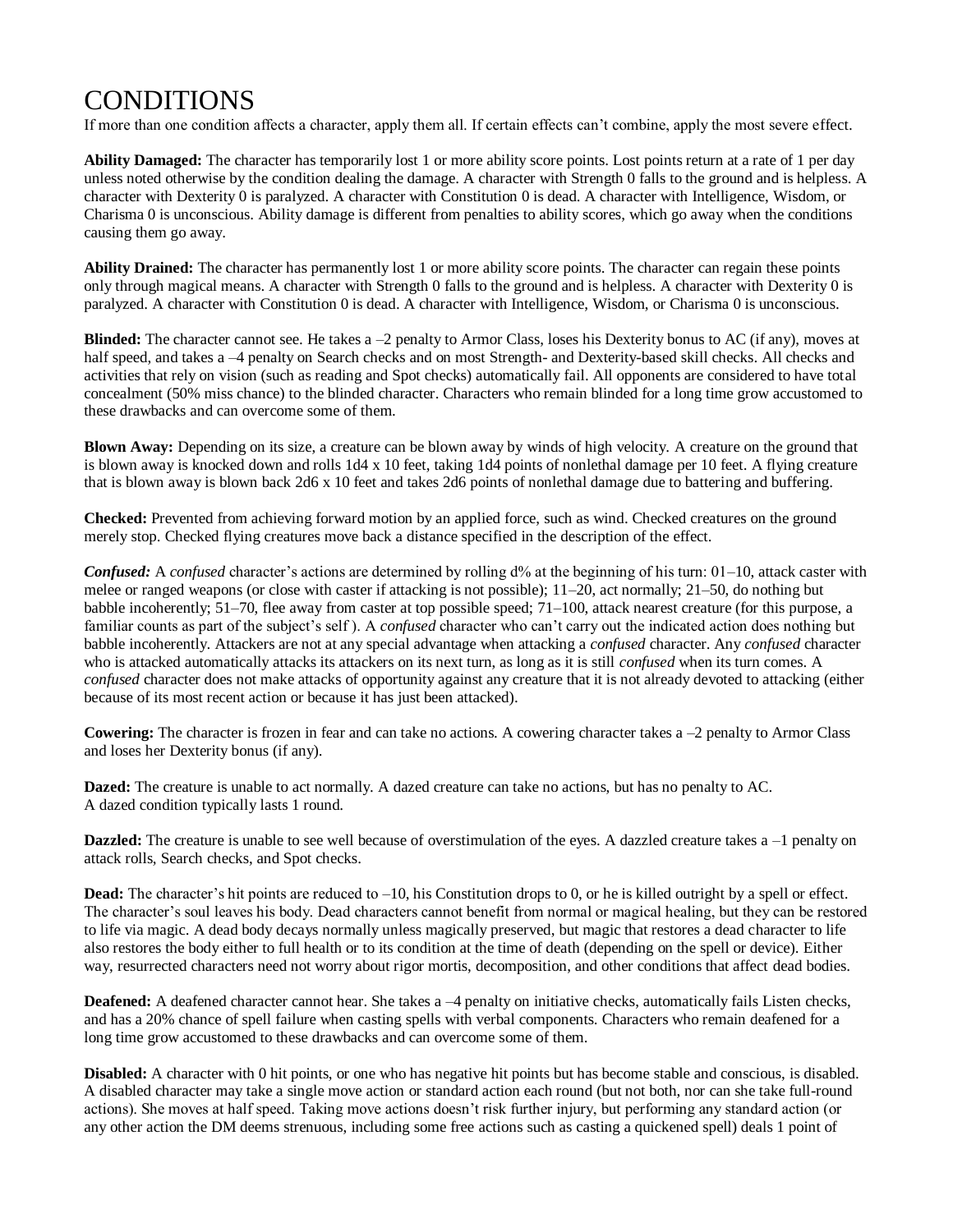# CONDITIONS

If more than one condition affects a character, apply them all. If certain effects can't combine, apply the most severe effect.

**Ability Damaged:** The character has temporarily lost 1 or more ability score points. Lost points return at a rate of 1 per day unless noted otherwise by the condition dealing the damage. A character with Strength 0 falls to the ground and is helpless. A character with Dexterity 0 is paralyzed. A character with Constitution 0 is dead. A character with Intelligence, Wisdom, or Charisma 0 is unconscious. Ability damage is different from penalties to ability scores, which go away when the conditions causing them go away.

**Ability Drained:** The character has permanently lost 1 or more ability score points. The character can regain these points only through magical means. A character with Strength 0 falls to the ground and is helpless. A character with Dexterity 0 is paralyzed. A character with Constitution 0 is dead. A character with Intelligence, Wisdom, or Charisma 0 is unconscious.

**Blinded:** The character cannot see. He takes a –2 penalty to Armor Class, loses his Dexterity bonus to AC (if any), moves at half speed, and takes a –4 penalty on Search checks and on most Strength- and Dexterity-based skill checks. All checks and activities that rely on vision (such as reading and Spot checks) automatically fail. All opponents are considered to have total concealment (50% miss chance) to the blinded character. Characters who remain blinded for a long time grow accustomed to these drawbacks and can overcome some of them.

**Blown Away:** Depending on its size, a creature can be blown away by winds of high velocity. A creature on the ground that is blown away is knocked down and rolls 1d4 x 10 feet, taking 1d4 points of nonlethal damage per 10 feet. A flying creature that is blown away is blown back 2d6 x 10 feet and takes 2d6 points of nonlethal damage due to battering and buffering.

**Checked:** Prevented from achieving forward motion by an applied force, such as wind. Checked creatures on the ground merely stop. Checked flying creatures move back a distance specified in the description of the effect.

***Confused:*** A *confused* character's actions are determined by rolling d% at the beginning of his turn: 01–10, attack caster with melee or ranged weapons (or close with caster if attacking is not possible); 11–20, act normally; 21–50, do nothing but babble incoherently; 51–70, flee away from caster at top possible speed; 71–100, attack nearest creature (for this purpose, a familiar counts as part of the subject's self ). A *confused* character who can't carry out the indicated action does nothing but babble incoherently. Attackers are not at any special advantage when attacking a *confused* character. Any *confused* character who is attacked automatically attacks its attackers on its next turn, as long as it is still *confused* when its turn comes. A *confused* character does not make attacks of opportunity against any creature that it is not already devoted to attacking (either because of its most recent action or because it has just been attacked).

**Cowering:** The character is frozen in fear and can take no actions. A cowering character takes a –2 penalty to Armor Class and loses her Dexterity bonus (if any).

**Dazed:** The creature is unable to act normally. A dazed creature can take no actions, but has no penalty to AC.
A dazed condition typically lasts 1 round.

**Dazzled:** The creature is unable to see well because of overstimulation of the eyes. A dazzled creature takes a –1 penalty on attack rolls, Search checks, and Spot checks.

**Dead:** The character's hit points are reduced to –10, his Constitution drops to 0, or he is killed outright by a spell or effect. The character's soul leaves his body. Dead characters cannot benefit from normal or magical healing, but they can be restored to life via magic. A dead body decays normally unless magically preserved, but magic that restores a dead character to life also restores the body either to full health or to its condition at the time of death (depending on the spell or device). Either way, resurrected characters need not worry about rigor mortis, decomposition, and other conditions that affect dead bodies.

**Deafened:** A deafened character cannot hear. She takes a –4 penalty on initiative checks, automatically fails Listen checks, and has a 20% chance of spell failure when casting spells with verbal components. Characters who remain deafened for a long time grow accustomed to these drawbacks and can overcome some of them.

**Disabled:** A character with 0 hit points, or one who has negative hit points but has become stable and conscious, is disabled. A disabled character may take a single move action or standard action each round (but not both, nor can she take full-round actions). She moves at half speed. Taking move actions doesn't risk further injury, but performing any standard action (or any other action the DM deems strenuous, including some free actions such as casting a quickened spell) deals 1 point of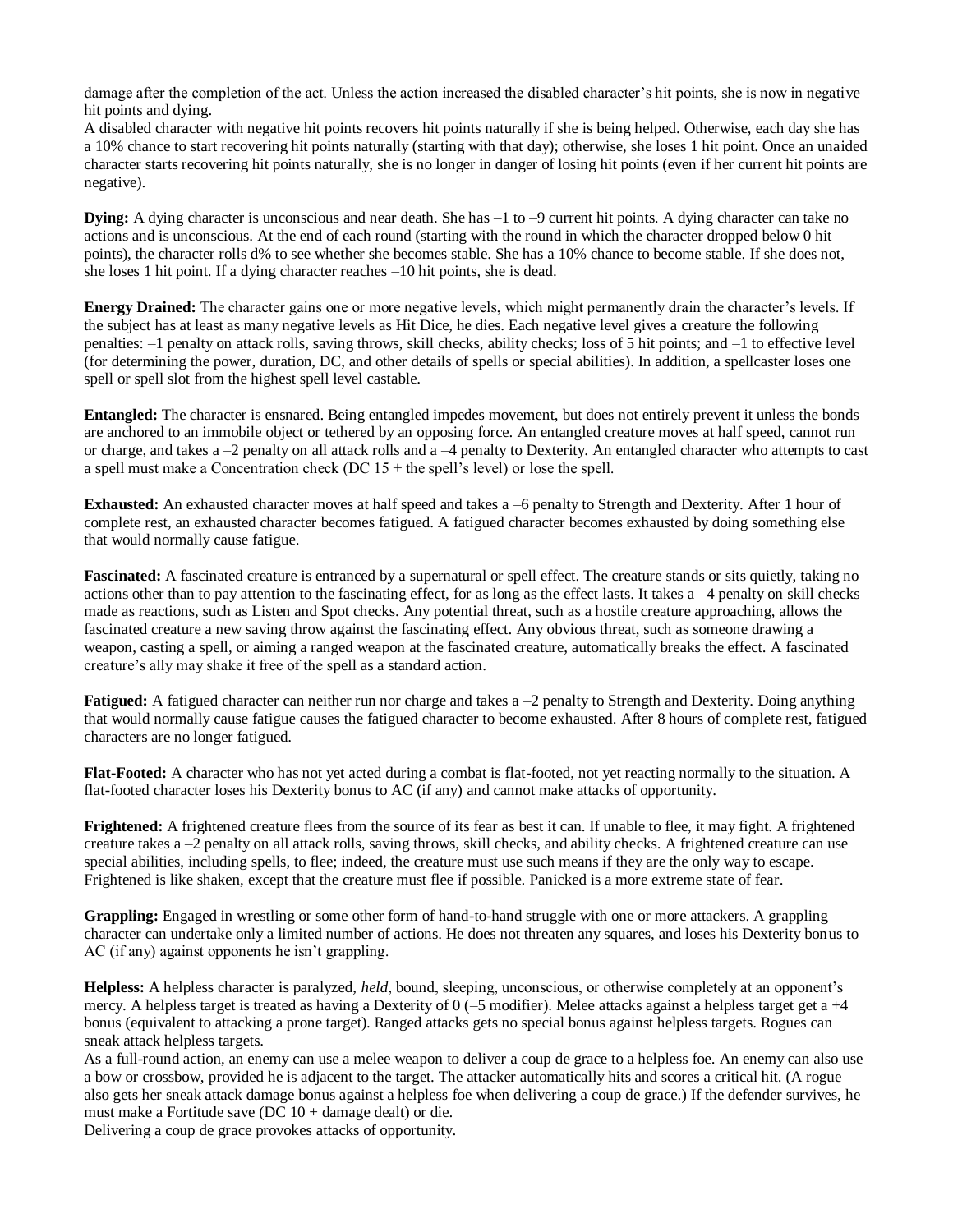damage after the completion of the act. Unless the action increased the disabled character's hit points, she is now in negative hit points and dying.

A disabled character with negative hit points recovers hit points naturally if she is being helped. Otherwise, each day she has a 10% chance to start recovering hit points naturally (starting with that day); otherwise, she loses 1 hit point. Once an unaided character starts recovering hit points naturally, she is no longer in danger of losing hit points (even if her current hit points are negative).

**Dying:** A dying character is unconscious and near death. She has –1 to –9 current hit points. A dying character can take no actions and is unconscious. At the end of each round (starting with the round in which the character dropped below 0 hit points), the character rolls d% to see whether she becomes stable. She has a 10% chance to become stable. If she does not, she loses 1 hit point. If a dying character reaches –10 hit points, she is dead.

**Energy Drained:** The character gains one or more negative levels, which might permanently drain the character's levels. If the subject has at least as many negative levels as Hit Dice, he dies. Each negative level gives a creature the following penalties: –1 penalty on attack rolls, saving throws, skill checks, ability checks; loss of 5 hit points; and –1 to effective level (for determining the power, duration, DC, and other details of spells or special abilities). In addition, a spellcaster loses one spell or spell slot from the highest spell level castable.

**Entangled:** The character is ensnared. Being entangled impedes movement, but does not entirely prevent it unless the bonds are anchored to an immobile object or tethered by an opposing force. An entangled creature moves at half speed, cannot run or charge, and takes a –2 penalty on all attack rolls and a –4 penalty to Dexterity. An entangled character who attempts to cast a spell must make a Concentration check (DC 15 + the spell's level) or lose the spell.

**Exhausted:** An exhausted character moves at half speed and takes a –6 penalty to Strength and Dexterity. After 1 hour of complete rest, an exhausted character becomes fatigued. A fatigued character becomes exhausted by doing something else that would normally cause fatigue.

**Fascinated:** A fascinated creature is entranced by a supernatural or spell effect. The creature stands or sits quietly, taking no actions other than to pay attention to the fascinating effect, for as long as the effect lasts. It takes a –4 penalty on skill checks made as reactions, such as Listen and Spot checks. Any potential threat, such as a hostile creature approaching, allows the fascinated creature a new saving throw against the fascinating effect. Any obvious threat, such as someone drawing a weapon, casting a spell, or aiming a ranged weapon at the fascinated creature, automatically breaks the effect. A fascinated creature's ally may shake it free of the spell as a standard action.

**Fatigued:** A fatigued character can neither run nor charge and takes a –2 penalty to Strength and Dexterity. Doing anything that would normally cause fatigue causes the fatigued character to become exhausted. After 8 hours of complete rest, fatigued characters are no longer fatigued.

**Flat-Footed:** A character who has not yet acted during a combat is flat-footed, not yet reacting normally to the situation. A flat-footed character loses his Dexterity bonus to AC (if any) and cannot make attacks of opportunity.

**Frightened:** A frightened creature flees from the source of its fear as best it can. If unable to flee, it may fight. A frightened creature takes a –2 penalty on all attack rolls, saving throws, skill checks, and ability checks. A frightened creature can use special abilities, including spells, to flee; indeed, the creature must use such means if they are the only way to escape. Frightened is like shaken, except that the creature must flee if possible. Panicked is a more extreme state of fear.

**Grappling:** Engaged in wrestling or some other form of hand-to-hand struggle with one or more attackers. A grappling character can undertake only a limited number of actions. He does not threaten any squares, and loses his Dexterity bonus to AC (if any) against opponents he isn't grappling.

**Helpless:** A helpless character is paralyzed, *held*, bound, sleeping, unconscious, or otherwise completely at an opponent's mercy. A helpless target is treated as having a Dexterity of 0 (–5 modifier). Melee attacks against a helpless target get a +4 bonus (equivalent to attacking a prone target). Ranged attacks gets no special bonus against helpless targets. Rogues can sneak attack helpless targets.

As a full-round action, an enemy can use a melee weapon to deliver a coup de grace to a helpless foe. An enemy can also use a bow or crossbow, provided he is adjacent to the target. The attacker automatically hits and scores a critical hit. (A rogue also gets her sneak attack damage bonus against a helpless foe when delivering a coup de grace.) If the defender survives, he must make a Fortitude save (DC 10 + damage dealt) or die.

Delivering a coup de grace provokes attacks of opportunity.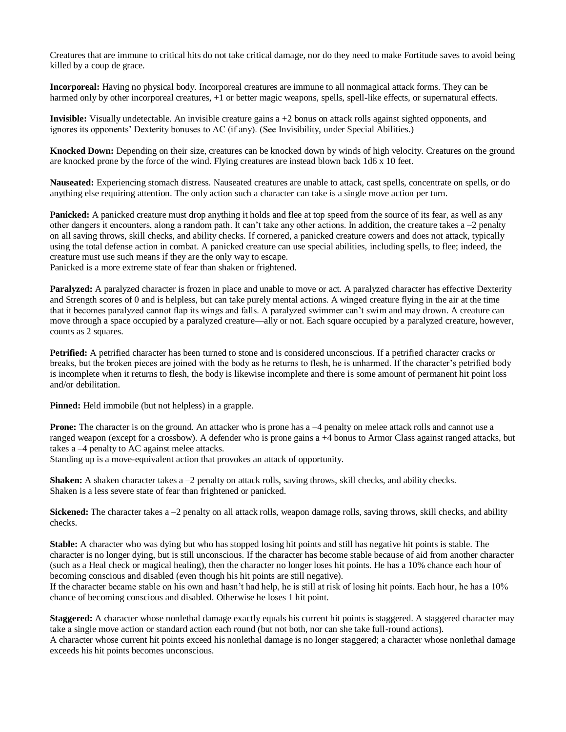Creatures that are immune to critical hits do not take critical damage, nor do they need to make Fortitude saves to avoid being killed by a coup de grace.

**Incorporeal:** Having no physical body. Incorporeal creatures are immune to all nonmagical attack forms. They can be harmed only by other incorporeal creatures, +1 or better magic weapons, spells, spell-like effects, or supernatural effects.

**Invisible:** Visually undetectable. An invisible creature gains a +2 bonus on attack rolls against sighted opponents, and ignores its opponents' Dexterity bonuses to AC (if any). (See Invisibility, under Special Abilities.)

**Knocked Down:** Depending on their size, creatures can be knocked down by winds of high velocity. Creatures on the ground are knocked prone by the force of the wind. Flying creatures are instead blown back 1d6 x 10 feet.

**Nauseated:** Experiencing stomach distress. Nauseated creatures are unable to attack, cast spells, concentrate on spells, or do anything else requiring attention. The only action such a character can take is a single move action per turn.

**Panicked:** A panicked creature must drop anything it holds and flee at top speed from the source of its fear, as well as any other dangers it encounters, along a random path. It can't take any other actions. In addition, the creature takes a –2 penalty on all saving throws, skill checks, and ability checks. If cornered, a panicked creature cowers and does not attack, typically using the total defense action in combat. A panicked creature can use special abilities, including spells, to flee; indeed, the creature must use such means if they are the only way to escape.
Panicked is a more extreme state of fear than shaken or frightened.

**Paralyzed:** A paralyzed character is frozen in place and unable to move or act. A paralyzed character has effective Dexterity and Strength scores of 0 and is helpless, but can take purely mental actions. A winged creature flying in the air at the time that it becomes paralyzed cannot flap its wings and falls. A paralyzed swimmer can't swim and may drown. A creature can move through a space occupied by a paralyzed creature—ally or not. Each square occupied by a paralyzed creature, however, counts as 2 squares.

**Petrified:** A petrified character has been turned to stone and is considered unconscious. If a petrified character cracks or breaks, but the broken pieces are joined with the body as he returns to flesh, he is unharmed. If the character's petrified body is incomplete when it returns to flesh, the body is likewise incomplete and there is some amount of permanent hit point loss and/or debilitation.

**Pinned:** Held immobile (but not helpless) in a grapple.

**Prone:** The character is on the ground. An attacker who is prone has a –4 penalty on melee attack rolls and cannot use a ranged weapon (except for a crossbow). A defender who is prone gains a +4 bonus to Armor Class against ranged attacks, but takes a –4 penalty to AC against melee attacks.
Standing up is a move-equivalent action that provokes an attack of opportunity.

**Shaken:** A shaken character takes a –2 penalty on attack rolls, saving throws, skill checks, and ability checks.
Shaken is a less severe state of fear than frightened or panicked.

**Sickened:** The character takes a –2 penalty on all attack rolls, weapon damage rolls, saving throws, skill checks, and ability checks.

**Stable:** A character who was dying but who has stopped losing hit points and still has negative hit points is stable. The character is no longer dying, but is still unconscious. If the character has become stable because of aid from another character (such as a Heal check or magical healing), then the character no longer loses hit points. He has a 10% chance each hour of becoming conscious and disabled (even though his hit points are still negative).
If the character became stable on his own and hasn't had help, he is still at risk of losing hit points. Each hour, he has a 10% chance of becoming conscious and disabled. Otherwise he loses 1 hit point.

**Staggered:** A character whose nonlethal damage exactly equals his current hit points is staggered. A staggered character may take a single move action or standard action each round (but not both, nor can she take full-round actions).
A character whose current hit points exceed his nonlethal damage is no longer staggered; a character whose nonlethal damage exceeds his hit points becomes unconscious.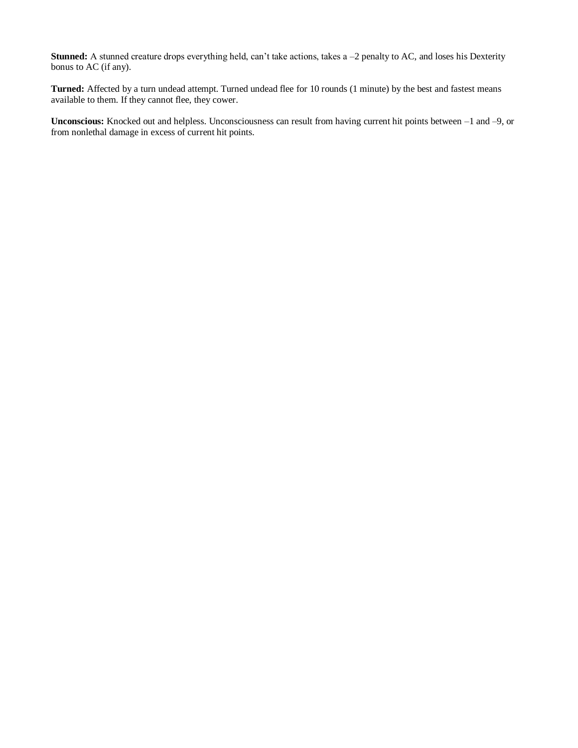**Stunned:** A stunned creature drops everything held, can't take actions, takes a –2 penalty to AC, and loses his Dexterity bonus to AC (if any).

**Turned:** Affected by a turn undead attempt. Turned undead flee for 10 rounds (1 minute) by the best and fastest means available to them. If they cannot flee, they cower.

**Unconscious:** Knocked out and helpless. Unconsciousness can result from having current hit points between –1 and –9, or from nonlethal damage in excess of current hit points.